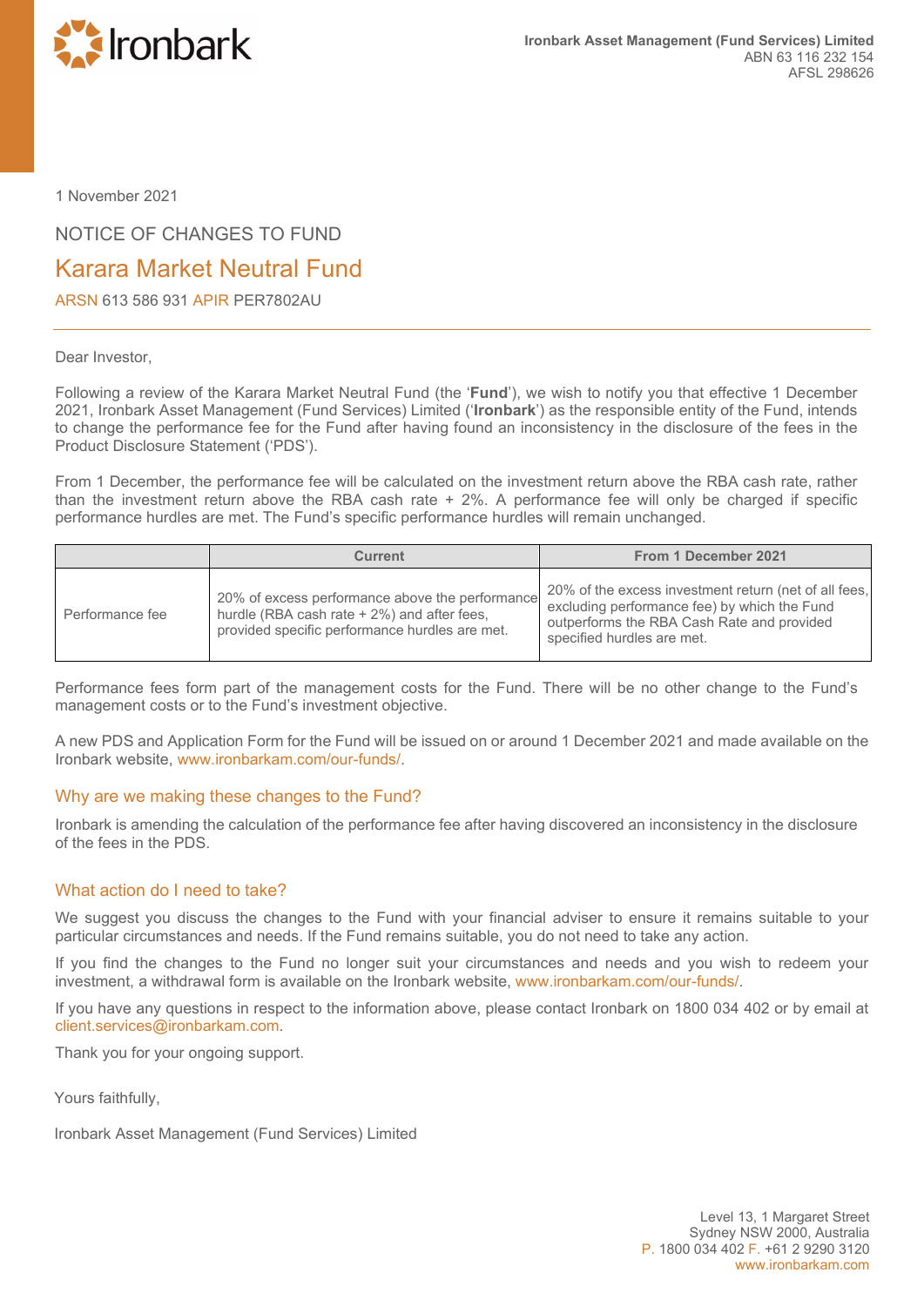Ironbark

**Ironbark Asset Management (Fund Services) Limited**
ABN 63 116 232 154
AFSL 298626

1 November 2021

NOTICE OF CHANGES TO FUND

# Karara Market Neutral Fund

ARSN 613 586 931 APIR PER7802AU

---

Dear Investor,

Following a review of the Karara Market Neutral Fund (the '**Fund**'), we wish to notify you that effective 1 December 2021, Ironbark Asset Management (Fund Services) Limited ('**Ironbark**') as the responsible entity of the Fund, intends to change the performance fee for the Fund after having found an inconsistency in the disclosure of the fees in the Product Disclosure Statement ('PDS').

From 1 December, the performance fee will be calculated on the investment return above the RBA cash rate, rather than the investment return above the RBA cash rate + 2%. A performance fee will only be charged if specific performance hurdles are met. The Fund's specific performance hurdles will remain unchanged.

| | Current | From 1 December 2021 |
|---|---|---|
| Performance fee | 20% of excess performance above the performance hurdle (RBA cash rate + 2%) and after fees, provided specific performance hurdles are met. | 20% of the excess investment return (net of all fees, excluding performance fee) by which the Fund outperforms the RBA Cash Rate and provided specified hurdles are met. |

Performance fees form part of the management costs for the Fund. There will be no other change to the Fund's management costs or to the Fund's investment objective.

A new PDS and Application Form for the Fund will be issued on or around 1 December 2021 and made available on the Ironbark website, www.ironbarkam.com/our-funds/.

## Why are we making these changes to the Fund?

Ironbark is amending the calculation of the performance fee after having discovered an inconsistency in the disclosure of the fees in the PDS.

## What action do I need to take?

We suggest you discuss the changes to the Fund with your financial adviser to ensure it remains suitable to your particular circumstances and needs. If the Fund remains suitable, you do not need to take any action.

If you find the changes to the Fund no longer suit your circumstances and needs and you wish to redeem your investment, a withdrawal form is available on the Ironbark website, www.ironbarkam.com/our-funds/.

If you have any questions in respect to the information above, please contact Ironbark on 1800 034 402 or by email at client.services@ironbarkam.com.

Thank you for your ongoing support.

Yours faithfully,

Ironbark Asset Management (Fund Services) Limited

Level 13, 1 Margaret Street
Sydney NSW 2000, Australia
P. 1800 034 402 F. +61 2 9290 3120
www.ironbarkam.com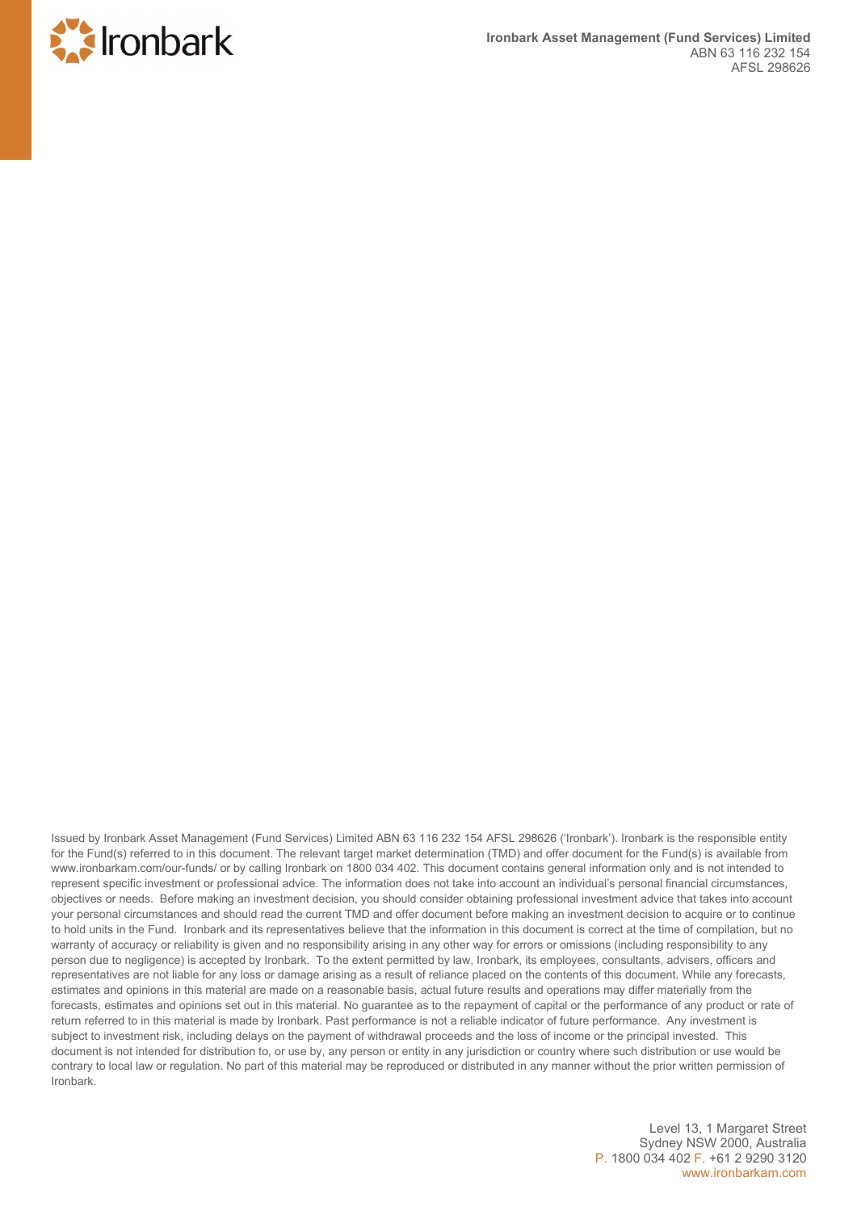**Ironbark Asset Management (Fund Services) Limited**
ABN 63 116 232 154
AFSL 298626

Issued by Ironbark Asset Management (Fund Services) Limited ABN 63 116 232 154 AFSL 298626 ('Ironbark'). Ironbark is the responsible entity for the Fund(s) referred to in this document. The relevant target market determination (TMD) and offer document for the Fund(s) is available from www.ironbarkam.com/our-funds/ or by calling Ironbark on 1800 034 402. This document contains general information only and is not intended to represent specific investment or professional advice. The information does not take into account an individual's personal financial circumstances, objectives or needs. Before making an investment decision, you should consider obtaining professional investment advice that takes into account your personal circumstances and should read the current TMD and offer document before making an investment decision to acquire or to continue to hold units in the Fund. Ironbark and its representatives believe that the information in this document is correct at the time of compilation, but no warranty of accuracy or reliability is given and no responsibility arising in any other way for errors or omissions (including responsibility to any person due to negligence) is accepted by Ironbark. To the extent permitted by law, Ironbark, its employees, consultants, advisers, officers and representatives are not liable for any loss or damage arising as a result of reliance placed on the contents of this document. While any forecasts, estimates and opinions in this material are made on a reasonable basis, actual future results and operations may differ materially from the forecasts, estimates and opinions set out in this material. No guarantee as to the repayment of capital or the performance of any product or rate of return referred to in this material is made by Ironbark. Past performance is not a reliable indicator of future performance. Any investment is subject to investment risk, including delays on the payment of withdrawal proceeds and the loss of income or the principal invested. This document is not intended for distribution to, or use by, any person or entity in any jurisdiction or country where such distribution or use would be contrary to local law or regulation. No part of this material may be reproduced or distributed in any manner without the prior written permission of Ironbark.

Level 13, 1 Margaret Street
Sydney NSW 2000, Australia
P. 1800 034 402 F. +61 2 9290 3120
www.ironbarkam.com